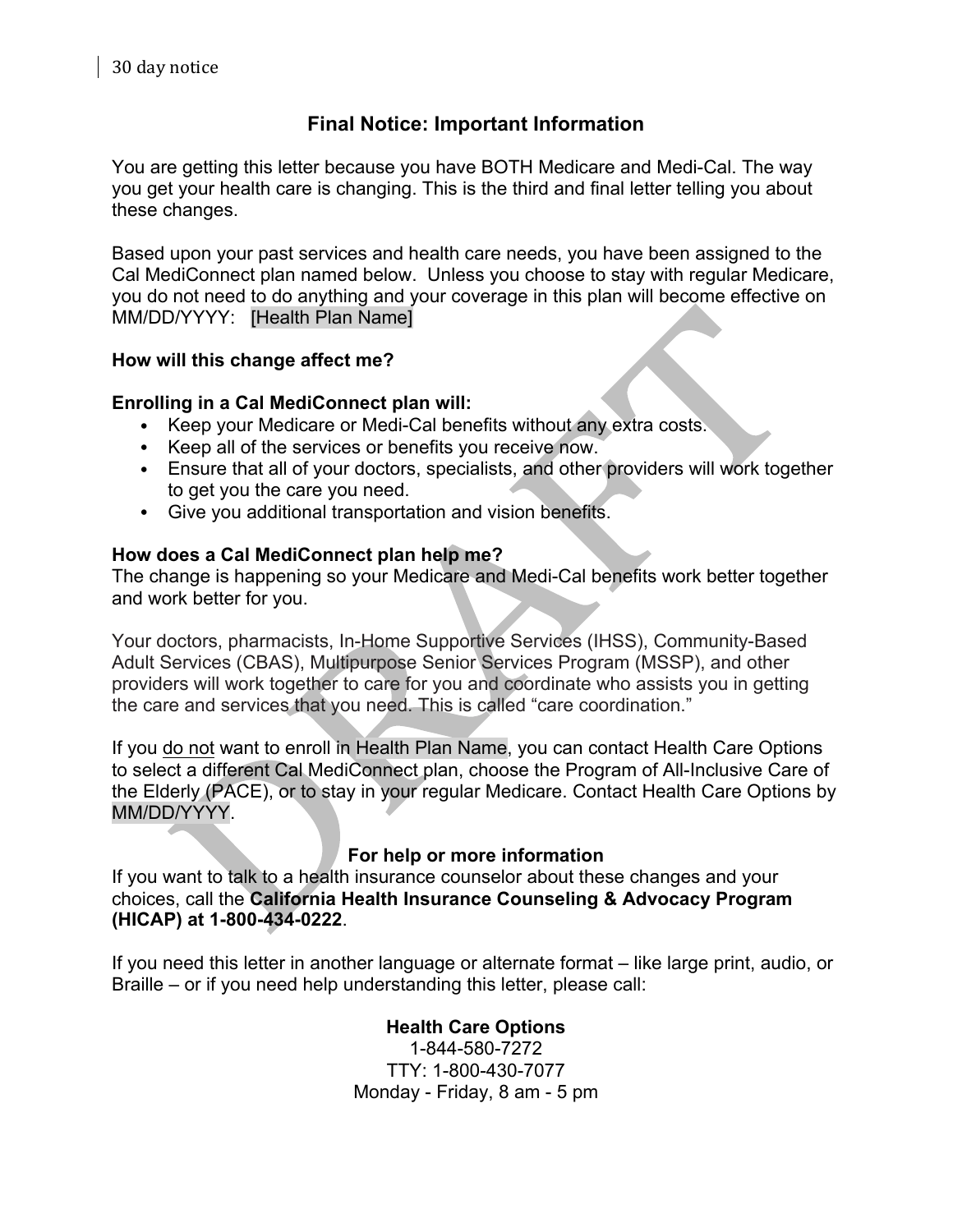30 day notice

## Final Notice: Important Information

You are getting this letter because you have BOTH Medicare and Medi-Cal. The way you get your health care is changing. This is the third and final letter telling you about these changes.

Based upon your past services and health care needs, you have been assigned to the Cal MediConnect plan named below. Unless you choose to stay with regular Medicare, you do not need to do anything and your coverage in this plan will become effective on MM/DD/YYYY: [Health Plan Name]

**How will this change affect me?**

**Enrolling in a Cal MediConnect plan will:**

- Keep your Medicare or Medi-Cal benefits without any extra costs.
- Keep all of the services or benefits you receive now.
- Ensure that all of your doctors, specialists, and other providers will work together to get you the care you need.
- Give you additional transportation and vision benefits.

**How does a Cal MediConnect plan help me?**
The change is happening so your Medicare and Medi-Cal benefits work better together and work better for you.

Your doctors, pharmacists, In-Home Supportive Services (IHSS), Community-Based Adult Services (CBAS), Multipurpose Senior Services Program (MSSP), and other providers will work together to care for you and coordinate who assists you in getting the care and services that you need. This is called "care coordination."

If you do not want to enroll in Health Plan Name, you can contact Health Care Options to select a different Cal MediConnect plan, choose the Program of All-Inclusive Care of the Elderly (PACE), or to stay in your regular Medicare. Contact Health Care Options by MM/DD/YYYY.

**For help or more information**

If you want to talk to a health insurance counselor about these changes and your choices, call the **California Health Insurance Counseling & Advocacy Program (HICAP) at 1-800-434-0222**.

If you need this letter in another language or alternate format – like large print, audio, or Braille – or if you need help understanding this letter, please call:

**Health Care Options**
1-844-580-7272
TTY: 1-800-430-7077
Monday - Friday, 8 am - 5 pm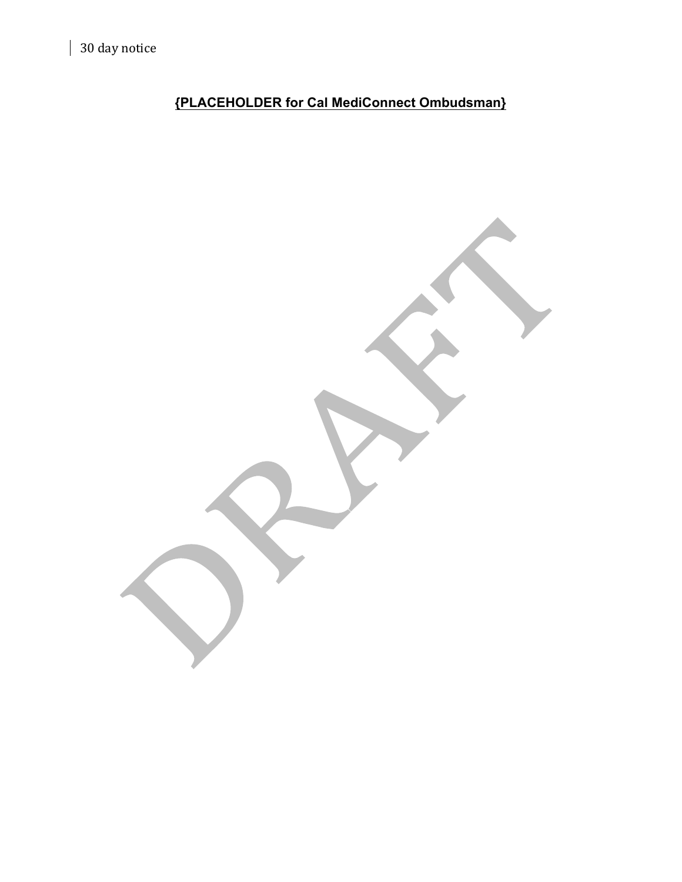30 day notice

**{PLACEHOLDER for Cal MediConnect Ombudsman}**